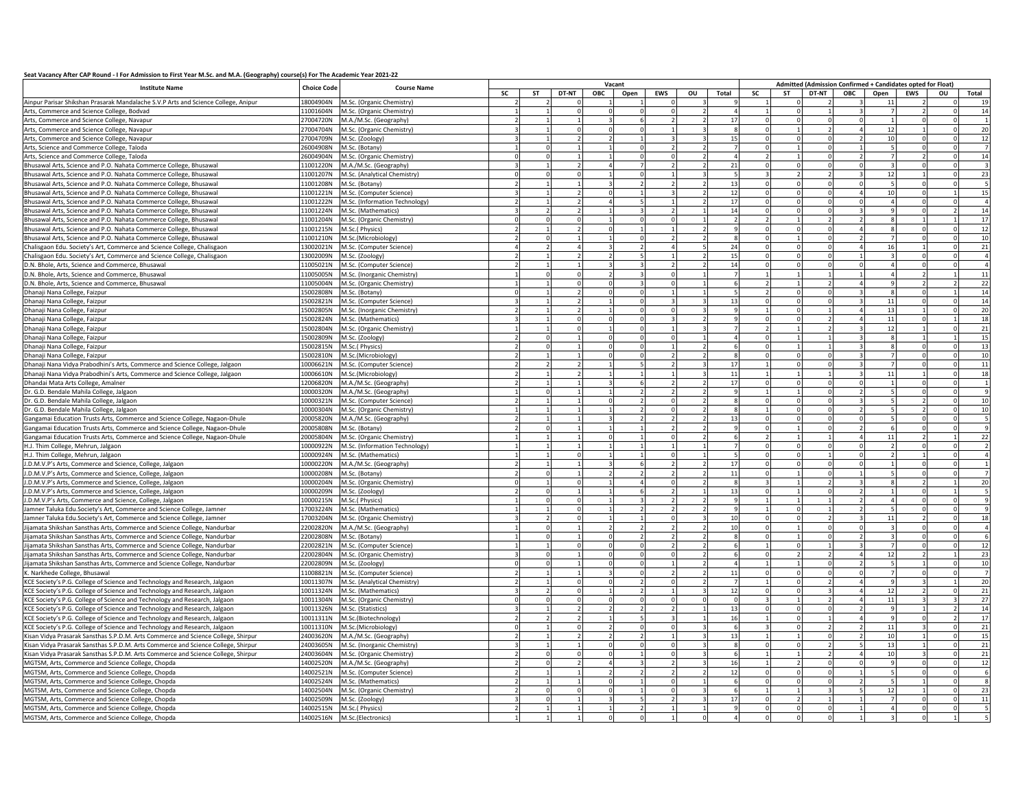**Seat Vacancy After CAP Round - I For Admission to First Year M.Sc. and M.A. (Geography) course(s) For The Academic Year 2021-22**

| Institute Name | Choice Code | Course Name | Vacant | | | | | | | | Admitted (Admission Confirmed + Candidates opted for Float) | | | | | | | |
|---|---|---|---|---|---|---|---|---|---|---|---|---|---|---|---|---|---|---|
| | | | SC | ST | DT-NT | OBC | Open | EWS | OU | Total | SC | ST | DT-NT | OBC | Open | EWS | OU | Total |
| Ainpur Parisar Shikshan Prasarak Mandalache S.V.P Arts and Science College, Anipur | 18004904N | M.Sc. (Organic Chemistry) | 2 | 2 | 0 | 1 | 1 | 0 | 3 | 9 | 1 | 0 | 2 | 3 | 11 | 2 | 0 | 19 |
| Arts, Commerce and Science College, Bodvad | 11001604N | M.Sc. (Organic Chemistry) | 1 | 1 | 0 | 0 | 0 | 0 | 2 | 4 | 1 | 0 | 1 | 3 | 7 | 2 | 0 | 14 |
| Arts, Commerce and Science College, Navapur | 27004720N | M.A./M.Sc. (Geography) | 2 | 1 | 1 | 3 | 6 | 2 | 2 | 17 | 0 | 0 | 0 | 0 | 1 | 0 | 0 | 1 |
| Arts, Commerce and Science College, Navapur | 27004704N | M.Sc. (Organic Chemistry) | 3 | 1 | 0 | 0 | 0 | 1 | 3 | 8 | 0 | 1 | 2 | 4 | 12 | 1 | 0 | 20 |
| Arts, Commerce and Science College, Navapur | 27004709N | M.Sc. (Zoology) | 3 | 1 | 2 | 2 | 1 | 3 | 3 | 15 | 0 | 0 | 0 | 2 | 10 | 0 | 0 | 12 |
| Arts, Science and Commerce College, Taloda | 26004908N | M.Sc. (Botany) | 1 | 0 | 1 | 1 | 0 | 2 | 2 | 7 | 0 | 1 | 0 | 1 | 5 | 0 | 0 | 7 |
| Arts, Science and Commerce College, Taloda | 26004904N | M.Sc. (Organic Chemistry) | 0 | 0 | 1 | 1 | 0 | 0 | 2 | 4 | 2 | 1 | 0 | 2 | 7 | 2 | 0 | 14 |
| Bhusawal Arts, Science and P.O. Nahata Commerce College, Bhusawal | 11001220N | M.A./M.Sc. (Geography) | 3 | 1 | 2 | 4 | 7 | 2 | 2 | 21 | 0 | 0 | 0 | 0 | 3 | 0 | 0 | 3 |
| Bhusawal Arts, Science and P.O. Nahata Commerce College, Bhusawal | 11001207N | M.Sc. (Analytical Chemistry) | 0 | 0 | 0 | 1 | 0 | 1 | 3 | 5 | 3 | 2 | 2 | 3 | 12 | 1 | 0 | 23 |
| Bhusawal Arts, Science and P.O. Nahata Commerce College, Bhusawal | 11001208N | M.Sc. (Botany) | 2 | 1 | 1 | 3 | 2 | 2 | 2 | 13 | 0 | 0 | 0 | 0 | 5 | 0 | 0 | 5 |
| Bhusawal Arts, Science and P.O. Nahata Commerce College, Bhusawal | 11001221N | M.Sc. (Computer Science) | 3 | 1 | 2 | 0 | 1 | 3 | 2 | 12 | 0 | 0 | 0 | 4 | 10 | 0 | 1 | 15 |
| Bhusawal Arts, Science and P.O. Nahata Commerce College, Bhusawal | 11001222N | M.Sc. (Information Technology) | 2 | 1 | 2 | 4 | 5 | 1 | 2 | 17 | 0 | 0 | 0 | 0 | 4 | 0 | 0 | 4 |
| Bhusawal Arts, Science and P.O. Nahata Commerce College, Bhusawal | 11001224N | M.Sc. (Mathematics) | 3 | 2 | 2 | 1 | 3 | 2 | 1 | 14 | 0 | 0 | 0 | 3 | 9 | 0 | 2 | 14 |
| Bhusawal Arts, Science and P.O. Nahata Commerce College, Bhusawal | 11001204N | M.Sc. (Organic Chemistry) | 0 | 0 | 0 | 1 | 0 | 0 | 1 | 2 | 2 | 1 | 2 | 2 | 8 | 1 | 1 | 17 |
| Bhusawal Arts, Science and P.O. Nahata Commerce College, Bhusawal | 11001215N | M.Sc.( Physics) | 2 | 1 | 2 | 0 | 1 | 1 | 2 | 9 | 0 | 0 | 0 | 4 | 8 | 0 | 0 | 12 |
| Bhusawal Arts, Science and P.O. Nahata Commerce College, Bhusawal | 11001210N | M.Sc.(Microbiology) | 2 | 0 | 1 | 1 | 0 | 2 | 2 | 8 | 0 | 1 | 0 | 2 | 7 | 0 | 0 | 10 |
| Chalisgaon Edu. Society's Art, Commerce and Science College, Chalisgaon | 13002021N | M.Sc. (Computer Science) | 4 | 2 | 4 | 3 | 2 | 4 | 5 | 24 | 0 | 0 | 0 | 4 | 16 | 1 | 0 | 21 |
| Chalisgaon Edu. Society's Art, Commerce and Science College, Chalisgaon | 13002009N | M.Sc. (Zoology) | 2 | 1 | 2 | 2 | 5 | 1 | 2 | 15 | 0 | 0 | 0 | 1 | 3 | 0 | 0 | 4 |
| D.N. Bhole, Arts, Science and Commerce, Bhusawal | 11005021N | M.Sc. (Computer Science) | 2 | 1 | 1 | 3 | 3 | 2 | 2 | 14 | 0 | 0 | 0 | 0 | 4 | 0 | 0 | 4 |
| D.N. Bhole, Arts, Science and Commerce, Bhusawal | 11005005N | M.Sc. (Inorganic Chemistry) | 1 | 0 | 0 | 2 | 3 | 0 | 1 | 7 | 1 | 1 | 1 | 1 | 4 | 2 | 1 | 11 |
| D.N. Bhole, Arts, Science and Commerce, Bhusawal | 11005004N | M.Sc. (Organic Chemistry) | 1 | 1 | 0 | 0 | 3 | 0 | 1 | 6 | 2 | 1 | 2 | 4 | 9 | 2 | 2 | 22 |
| Dhanaji Nana College, Faizpur | 15002808N | M.Sc. (Botany) | 0 | 1 | 2 | 0 | 0 | 1 | 1 | 5 | 2 | 0 | 0 | 3 | 8 | 0 | 1 | 14 |
| Dhanaji Nana College, Faizpur | 15002821N | M.Sc. (Computer Science) | 3 | 1 | 2 | 1 | 0 | 3 | 3 | 13 | 0 | 0 | 0 | 3 | 11 | 0 | 0 | 14 |
| Dhanaji Nana College, Faizpur | 15002805N | M.Sc. (Inorganic Chemistry) | 2 | 1 | 2 | 1 | 0 | 0 | 3 | 9 | 1 | 0 | 1 | 4 | 13 | 1 | 0 | 20 |
| Dhanaji Nana College, Faizpur | 15002824N | M.Sc. (Mathematics) | 3 | 1 | 0 | 0 | 0 | 3 | 2 | 9 | 0 | 0 | 2 | 4 | 11 | 0 | 1 | 18 |
| Dhanaji Nana College, Faizpur | 15002804N | M.Sc. (Organic Chemistry) | 1 | 1 | 0 | 1 | 0 | 1 | 3 | 7 | 2 | 1 | 2 | 3 | 12 | 1 | 0 | 21 |
| Dhanaji Nana College, Faizpur | 15002809N | M.Sc. (Zoology) | 2 | 0 | 1 | 0 | 0 | 0 | 1 | 4 | 0 | 1 | 1 | 3 | 8 | 1 | 1 | 15 |
| Dhanaji Nana College, Faizpur | 15002815N | M.Sc.( Physics) | 2 | 0 | 1 | 0 | 0 | 1 | 2 | 6 | 0 | 1 | 1 | 3 | 8 | 0 | 0 | 13 |
| Dhanaji Nana College, Faizpur | 15002810N | M.Sc.(Microbiology) | 2 | 1 | 1 | 0 | 0 | 2 | 2 | 8 | 0 | 0 | 0 | 3 | 7 | 0 | 0 | 10 |
| Dhanaji Nana Vidya Prabodhini's Arts, Commerce and Science College, Jalgaon | 10006621N | M.Sc. (Computer Science) | 2 | 2 | 2 | 1 | 5 | 2 | 3 | 17 | 1 | 0 | 0 | 3 | 7 | 0 | 0 | 11 |
| Dhanaji Nana Vidya Prabodhini's Arts, Commerce and Science College, Jalgaon | 10006610N | M.Sc.(Microbiology) | 2 | 1 | 2 | 1 | 1 | 1 | 3 | 11 | 1 | 1 | 1 | 3 | 11 | 1 | 0 | 18 |
| Dhandai Mata Arts College, Amalner | 12006820N | M.A./M.Sc. (Geography) | 2 | 1 | 1 | 3 | 6 | 2 | 2 | 17 | 0 | 0 | 0 | 0 | 1 | 0 | 0 | 1 |
| Dr. G.D. Bendale Mahila College, Jalgaon | 10000320N | M.A./M.Sc. (Geography) | 1 | 0 | 1 | 1 | 2 | 2 | 2 | 9 | 1 | 1 | 0 | 2 | 5 | 0 | 0 | 9 |
| Dr. G.D. Bendale Mahila College, Jalgaon | 10000321N | M.Sc. (Computer Science) | 2 | 1 | 1 | 0 | 2 | 0 | 2 | 8 | 0 | 0 | 0 | 3 | 5 | 2 | 0 | 10 |
| Dr. G.D. Bendale Mahila College, Jalgaon | 10000304N | M.Sc. (Organic Chemistry) | 1 | 1 | 1 | 1 | 2 | 0 | 2 | 8 | 1 | 0 | 0 | 2 | 5 | 2 | 0 | 10 |
| Gangamai Education Trusts Arts, Commerce and Science College, Nagaon-Dhule | 20005820N | M.A./M.Sc. (Geography) | 2 | 1 | 1 | 3 | 2 | 2 | 2 | 13 | 0 | 0 | 0 | 0 | 5 | 0 | 0 | 5 |
| Gangamai Education Trusts Arts, Commerce and Science College, Nagaon-Dhule | 20005808N | M.Sc. (Botany) | 2 | 0 | 1 | 1 | 1 | 2 | 2 | 9 | 0 | 1 | 0 | 2 | 6 | 0 | 0 | 9 |
| Gangamai Education Trusts Arts, Commerce and Science College, Nagaon-Dhule | 20005804N | M.Sc. (Organic Chemistry) | 1 | 1 | 1 | 0 | 1 | 0 | 2 | 6 | 2 | 1 | 1 | 4 | 11 | 2 | 1 | 22 |
| H.J. Thim College, Mehrun, Jalgaon | 10000922N | M.Sc. (Information Technology) | 1 | 1 | 1 | 1 | 1 | 1 | 1 | 7 | 0 | 0 | 0 | 0 | 2 | 0 | 0 | 2 |
| H.J. Thim College, Mehrun, Jalgaon | 10000924N | M.Sc. (Mathematics) | 1 | 1 | 0 | 1 | 1 | 0 | 1 | 5 | 0 | 0 | 1 | 0 | 2 | 1 | 0 | 4 |
| J.D.M.V.P's Arts, Commerce and Science, College, Jalgaon | 10000220N | M.A./M.Sc. (Geography) | 2 | 1 | 1 | 3 | 6 | 2 | 2 | 17 | 0 | 0 | 0 | 0 | 1 | 0 | 0 | 1 |
| J.D.M.V.P's Arts, Commerce and Science, College, Jalgaon | 10000208N | M.Sc. (Botany) | 2 | 0 | 1 | 2 | 2 | 2 | 2 | 11 | 0 | 1 | 0 | 1 | 5 | 0 | 0 | 7 |
| J.D.M.V.P's Arts, Commerce and Science, College, Jalgaon | 10000204N | M.Sc. (Organic Chemistry) | 0 | 1 | 0 | 1 | 4 | 0 | 2 | 8 | 3 | 1 | 2 | 3 | 8 | 2 | 1 | 20 |
| J.D.M.V.P's Arts, Commerce and Science, College, Jalgaon | 10000209N | M.Sc. (Zoology) | 2 | 0 | 1 | 1 | 6 | 2 | 1 | 13 | 0 | 1 | 0 | 2 | 1 | 0 | 1 | 5 |
| J.D.M.V.P's Arts, Commerce and Science, College, Jalgaon | 10000215N | M.Sc.( Physics) | 1 | 0 | 0 | 1 | 3 | 2 | 2 | 9 | 1 | 1 | 1 | 2 | 4 | 0 | 0 | 9 |
| Jamner Taluka Edu.Society's Art, Commerce and Science College, Jamner | 17003224N | M.Sc. (Mathematics) | 1 | 1 | 0 | 1 | 2 | 2 | 2 | 9 | 1 | 0 | 1 | 2 | 5 | 0 | 0 | 9 |
| Jamner Taluka Edu.Society's Art, Commerce and Science College, Jamner | 17003204N | M.Sc. (Organic Chemistry) | 3 | 2 | 0 | 1 | 1 | 0 | 3 | 10 | 0 | 0 | 2 | 3 | 11 | 2 | 0 | 18 |
| Jijamata Shikshan Sansthas Arts, Commerce and Science College, Nandurbar | 22002820N | M.A./M.Sc. (Geography) | 1 | 0 | 1 | 2 | 2 | 2 | 2 | 10 | 0 | 1 | 0 | 0 | 3 | 0 | 0 | 4 |
| Jijamata Shikshan Sansthas Arts, Commerce and Science College, Nandurbar | 22002808N | M.Sc. (Botany) | 1 | 0 | 1 | 0 | 2 | 2 | 2 | 8 | 0 | 1 | 0 | 2 | 3 | 0 | 0 | 6 |
| Jijamata Shikshan Sansthas Arts, Commerce and Science College, Nandurbar | 22002821N | M.Sc. (Computer Science) | 1 | 1 | 0 | 0 | 0 | 2 | 2 | 6 | 1 | 0 | 1 | 3 | 7 | 0 | 0 | 12 |
| Jijamata Shikshan Sansthas Arts, Commerce and Science College, Nandurbar | 22002804N | M.Sc. (Organic Chemistry) | 3 | 0 | 1 | 0 | 0 | 0 | 2 | 6 | 0 | 2 | 2 | 4 | 12 | 2 | 1 | 23 |
| Jijamata Shikshan Sansthas Arts, Commerce and Science College, Nandurbar | 22002809N | M.Sc. (Zoology) | 0 | 0 | 1 | 0 | 0 | 1 | 2 | 4 | 1 | 1 | 0 | 2 | 5 | 1 | 0 | 10 |
| K. Narkhede College, Bhusawal | 11008821N | M.Sc. (Computer Science) | 2 | 1 | 1 | 3 | 0 | 2 | 2 | 11 | 0 | 0 | 0 | 0 | 7 | 0 | 0 | 7 |
| KCE Society's P.G. College of Science and Technology and Research, Jalgaon | 10011307N | M.Sc. (Analytical Chemistry) | 2 | 1 | 0 | 0 | 2 | 0 | 2 | 7 | 1 | 0 | 2 | 4 | 9 | 3 | 1 | 20 |
| KCE Society's P.G. College of Science and Technology and Research, Jalgaon | 10011324N | M.Sc. (Mathematics) | 3 | 2 | 0 | 1 | 2 | 1 | 3 | 12 | 0 | 0 | 3 | 4 | 12 | 2 | 0 | 21 |
| KCE Society's P.G. College of Science and Technology and Research, Jalgaon | 10011304N | M.Sc. (Organic Chemistry) | 0 | 0 | 0 | 0 | 0 | 0 | 0 | 0 | 3 | 1 | 2 | 4 | 11 | 3 | 3 | 27 |
| KCE Society's P.G. College of Science and Technology and Research, Jalgaon | 10011326N | M.Sc. (Statistics) | 3 | 1 | 2 | 2 | 2 | 2 | 1 | 13 | 0 | 0 | 0 | 2 | 9 | 1 | 2 | 14 |
| KCE Society's P.G. College of Science and Technology and Research, Jalgaon | 10011311N | M.Sc.(Biotechnology) | 2 | 2 | 2 | 1 | 5 | 3 | 1 | 16 | 1 | 0 | 1 | 4 | 9 | 0 | 2 | 17 |
| KCE Society's P.G. College of Science and Technology and Research, Jalgaon | 10011310N | M.Sc.(Microbiology) | 0 | 1 | 0 | 2 | 0 | 0 | 3 | 6 | 3 | 0 | 2 | 2 | 11 | 3 | 0 | 21 |
| Kisan Vidya Prasarak Sansthas S.P.D.M. Arts Commerce and Science College, Shirpur | 24003620N | M.A./M.Sc. (Geography) | 2 | 1 | 2 | 2 | 2 | 1 | 3 | 13 | 1 | 1 | 0 | 2 | 10 | 1 | 0 | 15 |
| Kisan Vidya Prasarak Sansthas S.P.D.M. Arts Commerce and Science College, Shirpur | 24003605N | M.Sc. (Inorganic Chemistry) | 3 | 1 | 1 | 0 | 0 | 0 | 3 | 8 | 0 | 0 | 2 | 5 | 13 | 1 | 0 | 21 |
| Kisan Vidya Prasarak Sansthas S.P.D.M. Arts Commerce and Science College, Shirpur | 24003604N | M.Sc. (Organic Chemistry) | 2 | 0 | 0 | 0 | 1 | 0 | 3 | 6 | 1 | 1 | 2 | 4 | 10 | 3 | 0 | 21 |
| MGTSM, Arts, Commerce and Science College, Chopda | 14002520N | M.A./M.Sc. (Geography) | 2 | 0 | 2 | 4 | 3 | 2 | 3 | 16 | 1 | 2 | 0 | 0 | 9 | 0 | 0 | 12 |
| MGTSM, Arts, Commerce and Science College, Chopda | 14002521N | M.Sc. (Computer Science) | 2 | 1 | 1 | 2 | 2 | 2 | 2 | 12 | 0 | 0 | 0 | 1 | 5 | 0 | 0 | 6 |
| MGTSM, Arts, Commerce and Science College, Chopda | 14002524N | M.Sc. (Mathematics) | 2 | 1 | 1 | 0 | 1 | 0 | 1 | 6 | 0 | 0 | 0 | 2 | 5 | 1 | 0 | 8 |
| MGTSM, Arts, Commerce and Science College, Chopda | 14002504N | M.Sc. (Organic Chemistry) | 2 | 0 | 0 | 0 | 1 | 0 | 3 | 6 | 1 | 1 | 3 | 5 | 12 | 1 | 0 | 23 |
| MGTSM, Arts, Commerce and Science College, Chopda | 14002509N | M.Sc. (Zoology) | 3 | 0 | 1 | 3 | 5 | 2 | 3 | 17 | 0 | 2 | 1 | 1 | 7 | 0 | 0 | 11 |
| MGTSM, Arts, Commerce and Science College, Chopda | 14002515N | M.Sc.( Physics) | 2 | 1 | 1 | 1 | 2 | 1 | 1 | 9 | 0 | 0 | 0 | 1 | 4 | 0 | 0 | 5 |
| MGTSM, Arts, Commerce and Science College, Chopda | 14002516N | M.Sc.(Electronics) | 1 | 1 | 1 | 0 | 0 | 1 | 0 | 4 | 0 | 0 | 0 | 1 | 3 | 0 | 1 | 5 |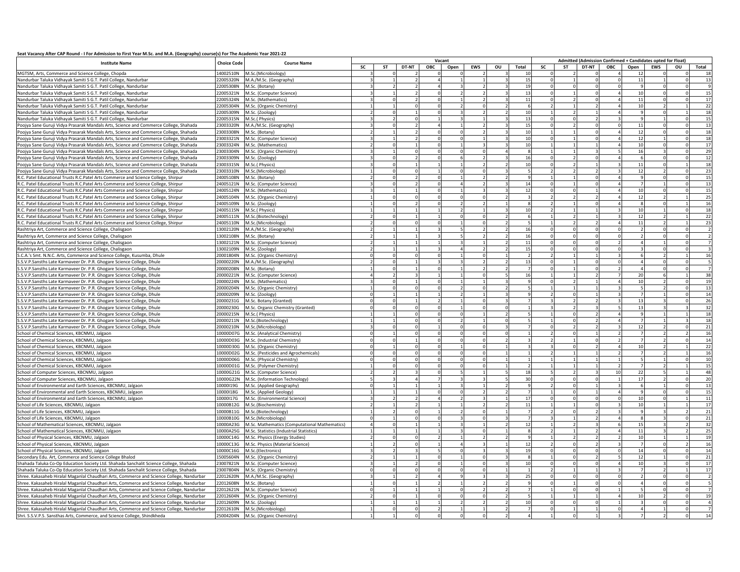**Seat Vacancy After CAP Round - I For Admission to First Year M.Sc. and M.A. (Geography) course(s) For The Academic Year 2021-22**

| Institute Name | Choice Code | Course Name | Vacant | | | | | | | | Admitted (Admission Confirmed + Candidates opted for Float) | | | | | | | |
|---|---|---|---|---|---|---|---|---|---|---|---|---|---|---|---|---|---|---|
| | | | SC | ST | DT-NT | OBC | Open | EWS | OU | Total | SC | ST | DT-NT | OBC | Open | EWS | OU | Total |
| MGTSM, Arts, Commerce and Science College, Chopda | 14002510N | M.Sc.(Microbiology) | 3 | 0 | 2 | 0 | 0 | 2 | 3 | 10 | 0 | 2 | 0 | 4 | 12 | 0 | 0 | 18 |
| Nandurbar Taluka Vidhayak Samiti S G.T. Patil College, Nandurbar | 22005320N | M.A./M.Sc. (Geography) | 3 | 1 | 2 | 4 | 1 | 1 | 3 | 15 | 0 | 1 | 0 | 0 | 11 | 1 | 0 | 13 |
| Nandurbar Taluka Vidhayak Samiti S G.T. Patil College, Nandurbar | 22005308N | M.Sc. (Botany) | 3 | 2 | 2 | 4 | 3 | 2 | 3 | 19 | 0 | 0 | 0 | 0 | 9 | 0 | 0 | 9 |
| Nandurbar Taluka Vidhayak Samiti S G.T. Patil College, Nandurbar | 22005321N | M.Sc. (Computer Science) | 3 | 1 | 2 | 0 | 2 | 2 | 3 | 13 | 0 | 1 | 0 | 4 | 10 | 0 | 0 | 15 |
| Nandurbar Taluka Vidhayak Samiti S G.T. Patil College, Nandurbar | 22005324N | M.Sc. (Mathematics) | 3 | 0 | 2 | 0 | 1 | 2 | 3 | 11 | 0 | 2 | 0 | 4 | 11 | 0 | 0 | 17 |
| Nandurbar Taluka Vidhayak Samiti S G.T. Patil College, Nandurbar | 22005304N | M.Sc. (Organic Chemistry) | 1 | 1 | 0 | 0 | 2 | 0 | 2 | 6 | 2 | 1 | 2 | 4 | 10 | 2 | 1 | 22 |
| Nandurbar Taluka Vidhayak Samiti S G.T. Patil College, Nandurbar | 22005309N | M.Sc. (Zoology) | 2 | 0 | 1 | 0 | 3 | 2 | 2 | 10 | 1 | 2 | 1 | 4 | 9 | 0 | 1 | 18 |
| Nandurbar Taluka Vidhayak Samiti S G.T. Patil College, Nandurbar | 22005315N | M.Sc.( Physics) | 3 | 2 | 0 | 1 | 3 | 1 | 3 | 13 | 0 | 0 | 2 | 3 | 9 | 1 | 0 | 15 |
| Poojya Sane Guruji Vidya Prasarak Mandals Arts, Science and Commerce College, Shahada | 23003320N | M.A./M.Sc. (Geography) | 3 | 0 | 2 | 4 | 1 | 2 | 3 | 15 | 0 | 2 | 0 | 0 | 11 | 0 | 0 | 13 |
| Poojya Sane Guruji Vidya Prasarak Mandals Arts, Science and Commerce College, Shahada | 23003308N | M.Sc. (Botany) | 2 | 1 | 2 | 0 | 0 | 2 | 3 | 10 | 1 | 1 | 0 | 4 | 12 | 0 | 0 | 18 |
| Poojya Sane Guruji Vidya Prasarak Mandals Arts, Science and Commerce College, Shahada | 23003321N | M.Sc. (Computer Science) | 3 | 1 | 2 | 0 | 0 | 1 | 3 | 10 | 0 | 1 | 0 | 4 | 12 | 1 | 0 | 18 |
| Poojya Sane Guruji Vidya Prasarak Mandals Arts, Science and Commerce College, Shahada | 23003324N | M.Sc. (Mathematics) | 2 | 0 | 1 | 0 | 1 | 3 | 3 | 10 | 1 | 1 | 1 | 4 | 10 | 0 | 0 | 17 |
| Poojya Sane Guruji Vidya Prasarak Mandals Arts, Science and Commerce College, Shahada | 23003304N | M.Sc. (Organic Chemistry) | 3 | 1 | 0 | 0 | 0 | 0 | 4 | 8 | 1 | 1 | 3 | 5 | 16 | 3 | 0 | 29 |
| Poojya Sane Guruji Vidya Prasarak Mandals Arts, Science and Commerce College, Shahada | 23003309N | M.Sc. (Zoology) | 3 | 0 | 2 | 0 | 6 | 2 | 3 | 16 | 0 | 2 | 0 | 4 | 6 | 0 | 0 | 12 |
| Poojya Sane Guruji Vidya Prasarak Mandals Arts, Science and Commerce College, Shahada | 23003315N | M.Sc.( Physics) | 3 | 0 | 1 | 1 | 1 | 2 | 2 | 10 | 0 | 2 | 1 | 3 | 11 | 0 | 1 | 18 |
| Poojya Sane Guruji Vidya Prasarak Mandals Arts, Science and Commerce College, Shahada | 23003310N | M.Sc.(Microbiology) | 1 | 0 | 0 | 1 | 0 | 0 | 3 | 5 | 2 | 2 | 2 | 3 | 12 | 2 | 0 | 23 |
| R.C. Patel Educational Trusts R.C.Patel Arts Commerce and Science College, Shirpur | 24005108N | M.Sc. (Botany) | 2 | 0 | 2 | 0 | 1 | 2 | 2 | 9 | 1 | 1 | 0 | 4 | 9 | 0 | 0 | 15 |
| R.C. Patel Educational Trusts R.C.Patel Arts Commerce and Science College, Shirpur | 24005121N | M.Sc. (Computer Science) | 3 | 0 | 2 | 0 | 4 | 2 | 3 | 14 | 0 | 1 | 0 | 4 | 7 | 1 | 0 | 13 |
| R.C. Patel Educational Trusts R.C.Patel Arts Commerce and Science College, Shirpur | 24005124N | M.Sc. (Mathematics) | 3 | 1 | 1 | 0 | 1 | 3 | 3 | 12 | 0 | 0 | 1 | 4 | 10 | 0 | 0 | 15 |
| R.C. Patel Educational Trusts R.C.Patel Arts Commerce and Science College, Shirpur | 24005104N | M.Sc. (Organic Chemistry) | 1 | 0 | 0 | 0 | 0 | 0 | 2 | 3 | 2 | 2 | 2 | 4 | 12 | 2 | 1 | 25 |
| R.C. Patel Educational Trusts R.C.Patel Arts Commerce and Science College, Shirpur | 24005109N | M.Sc. (Zoology) | 1 | 0 | 2 | 0 | 2 | 2 | 1 | 8 | 2 | 1 | 0 | 4 | 8 | 0 | 1 | 16 |
| R.C. Patel Educational Trusts R.C.Patel Arts Commerce and Science College, Shirpur | 24005115N | M.Sc.( Physics) | 1 | 1 | 1 | 1 | 2 | 1 | 3 | 10 | 2 | 1 | 1 | 3 | 10 | 1 | 0 | 18 |
| R.C. Patel Educational Trusts R.C.Patel Arts Commerce and Science College, Shirpur | 24005111N | M.Sc.(Biotechnology) | 2 | 0 | 1 | 1 | 0 | 0 | 2 | 6 | 1 | 2 | 1 | 3 | 12 | 2 | 1 | 22 |
| R.C. Patel Educational Trusts R.C.Patel Arts Commerce and Science College, Shirpur | 24005110N | M.Sc.(Microbiology) | 2 | 0 | 0 | 0 | 1 | 0 | 2 | 5 | 1 | 2 | 2 | 4 | 11 | 2 | 1 | 23 |
| Rashtriya Art, Commerce and Science College, Chalisgaon | 13002120N | M.A./M.Sc. (Geography) | 2 | 1 | 1 | 3 | 5 | 2 | 2 | 16 | 0 | 0 | 0 | 0 | 2 | 0 | 0 | 2 |
| Rashtriya Art, Commerce and Science College, Chalisgaon | 13002108N | M.Sc. (Botany) | 2 | 1 | 1 | 3 | 5 | 2 | 2 | 16 | 0 | 0 | 0 | 0 | 2 | 0 | 0 | 2 |
| Rashtriya Art, Commerce and Science College, Chalisgaon | 13002121N | M.Sc. (Computer Science) | 2 | 1 | 1 | 1 | 3 | 1 | 2 | 11 | 0 | 0 | 0 | 2 | 4 | 1 | 0 | 7 |
| Rashtriya Art, Commerce and Science College, Chalisgaon | 13002109N | M.Sc. (Zoology) | 2 | 1 | 1 | 3 | 4 | 2 | 2 | 15 | 0 | 0 | 0 | 0 | 3 | 0 | 0 | 3 |
| S.C.A.'s Smt. N.N.C. Arts, Commerce and Science College, Kusumba, Dhule | 20001804N | M.Sc. (Organic Chemistry) | 0 | 0 | 0 | 0 | 1 | 0 | 1 | 2 | 2 | 1 | 1 | 3 | 6 | 2 | 1 | 16 |
| S.S.V.P.Sansths Late Karmaveer Dr. P.R. Ghogare Science College, Dhule | 20000220N | M.A./M.Sc. (Geography) | 2 | 0 | 1 | 3 | 3 | 2 | 2 | 13 | 0 | 1 | 0 | 0 | 4 | 0 | 0 | 5 |
| S.S.V.P.Sansths Late Karmaveer Dr. P.R. Ghogare Science College, Dhule | 20000208N | M.Sc. (Botany) | 1 | 0 | 1 | 0 | 1 | 2 | 2 | 7 | 0 | 1 | 0 | 2 | 4 | 0 | 0 | 7 |
| S.S.V.P.Sansths Late Karmaveer Dr. P.R. Ghogare Science College, Dhule | 20000221N | M.Sc. (Computer Science) | 4 | 2 | 3 | 1 | 1 | 0 | 5 | 16 | 1 | 1 | 2 | 7 | 20 | 6 | 1 | 38 |
| S.S.V.P.Sansths Late Karmaveer Dr. P.R. Ghogare Science College, Dhule | 20000224N | M.Sc. (Mathematics) | 3 | 0 | 1 | 0 | 1 | 1 | 3 | 9 | 0 | 2 | 1 | 4 | 10 | 2 | 0 | 19 |
| S.S.V.P.Sansths Late Karmaveer Dr. P.R. Ghogare Science College, Dhule | 20000204N | M.Sc. (Organic Chemistry) | 1 | 0 | 0 | 0 | 2 | 0 | 2 | 5 | 1 | 1 | 1 | 3 | 5 | 2 | 0 | 13 |
| S.S.V.P.Sansths Late Karmaveer Dr. P.R. Ghogare Science College, Dhule | 20000209N | M.Sc. (Zoology) | 0 | 1 | 1 | 1 | 2 | 1 | 3 | 9 | 2 | 0 | 1 | 3 | 7 | 1 | 0 | 14 |
| S.S.V.P.Sansths Late Karmaveer Dr. P.R. Ghogare Science College, Dhule | 20000231G | M.Sc. Botany (Granted) | 0 | 0 | 1 | 2 | 1 | 0 | 3 | 7 | 3 | 2 | 2 | 3 | 13 | 3 | 0 | 26 |
| S.S.V.P.Sansths Late Karmaveer Dr. P.R. Ghogare Science College, Dhule | 20000230G | M.Sc. Organic Chemistry (Granted) | 0 | 0 | 0 | 0 | 1 | 0 | 0 | 1 | 3 | 2 | 3 | 5 | 13 | 3 | 3 | 32 |
| S.S.V.P.Sansths Late Karmaveer Dr. P.R. Ghogare Science College, Dhule | 20000215N | M.Sc.( Physics) | 1 | 1 | 0 | 0 | 0 | 1 | 2 | 5 | 1 | 0 | 2 | 4 | 9 | 1 | 1 | 18 |
| S.S.V.P.Sansths Late Karmaveer Dr. P.R. Ghogare Science College, Dhule | 20000211N | M.Sc.(Biotechnology) | 1 | 1 | 0 | 0 | 2 | 1 | 0 | 5 | 1 | 0 | 2 | 4 | 7 | 1 | 3 | 18 |
| S.S.V.P.Sansths Late Karmaveer Dr. P.R. Ghogare Science College, Dhule | 20000210N | M.Sc.(Microbiology) | 3 | 0 | 0 | 1 | 0 | 0 | 3 | 7 | 0 | 2 | 2 | 3 | 12 | 2 | 0 | 21 |
| School of Chemical Sciences, KBCNMU, Jalgaon | 10000D07G | M.Sc. (Analytical Chemistry) | 0 | 1 | 0 | 0 | 0 | 0 | 0 | 1 | 2 | 0 | 1 | 2 | 7 | 2 | 2 | 16 |
| School of Chemical Sciences, KBCNMU, Jalgaon | 10000D03G | M.Sc. (Industrial Chemistry) | 0 | 0 | 1 | 0 | 0 | 0 | 2 | 3 | 2 | 1 | 0 | 2 | 7 | 2 | 0 | 14 |
| School of Chemical Sciences, KBCNMU, Jalgaon | 10000D30G | M.Sc. (Organic Chemistry) | 0 | 1 | 0 | 0 | 1 | 0 | 1 | 3 | 3 | 0 | 2 | 4 | 10 | 2 | 1 | 22 |
| School of Chemical Sciences, KBCNMU, Jalgaon | 10000D02G | M.Sc. (Pesticides and Agrochemicals) | 0 | 0 | 0 | 0 | 0 | 0 | 1 | 1 | 2 | 1 | 1 | 2 | 7 | 2 | 1 | 16 |
| School of Chemical Sciences, KBCNMU, Jalgaon | 10000D06G | M.Sc. (Physical Chemistry) | 0 | 0 | 0 | 0 | 0 | 0 | 1 | 1 | 1 | 1 | 1 | 1 | 5 | 1 | 0 | 10 |
| School of Chemical Sciences, KBCNMU, Jalgaon | 10000D01G | M.Sc. (Polymer Chemistry) | 1 | 0 | 0 | 0 | 0 | 0 | 1 | 2 | 1 | 1 | 1 | 2 | 7 | 2 | 1 | 15 |
| School of Computer Sciences, KBCNMU, Jalgaon | 10000G21G | M.Sc. (Computer Science) | 2 | 2 | 3 | 0 | 5 | 1 | 5 | 18 | 5 | 2 | 3 | 10 | 22 | 5 | 1 | 48 |
| School of Computer Sciences, KBCNMU, Jalgaon | 10000G22N | M.Sc. (Information Technology) | 5 | 3 | 4 | 7 | 3 | 3 | 5 | 30 | 0 | 0 | 0 | 1 | 17 | 2 | 0 | 20 |
| School of Environmental and Earth Sciences, KBCNMU, Jalgaon | 10000I19G | M.Sc. (Applied Geography) | 0 | 1 | 1 | 1 | 3 | 1 | 2 | 9 | 2 | 0 | 1 | 3 | 6 | 1 | 0 | 13 |
| School of Environmental and Earth Sciences, KBCNMU, Jalgaon | 10000I18G | M.Sc. (Applied Geology) | 1 | 1 | 1 | 0 | 0 | 2 | 2 | 7 | 1 | 0 | 1 | 4 | 9 | 0 | 0 | 15 |
| School of Environmental and Earth Sciences, KBCNMU, Jalgaon | 10000I17G | M.Sc. (Environmental Science) | 3 | 2 | 2 | 4 | 2 | 3 | 1 | 17 | 0 | 0 | 0 | 0 | 10 | 0 | 1 | 11 |
| School of Life Sciences, KBCNMU, Jalgaon | 10000B12G | M.Sc.(Biochemistry) | 2 | 1 | 2 | 1 | 1 | 2 | 2 | 11 | 1 | 1 | 0 | 3 | 10 | 1 | 1 | 17 |
| School of Life Sciences, KBCNMU, Jalgaon | 10000B11G | M.Sc.(Biotechnology) | 1 | 2 | 0 | 1 | 2 | 0 | 1 | 7 | 2 | 0 | 2 | 3 | 9 | 3 | 2 | 21 |
| School of Life Sciences, KBCNMU, Jalgaon | 10000B10G | M.Sc.(Microbiology) | 0 | 1 | 0 | 0 | 3 | 0 | 3 | 7 | 3 | 1 | 2 | 4 | 8 | 3 | 0 | 21 |
| School of Mathematical Sciences, KBCNMU, Jalgaon | 10000A23G | M.Sc. Mathematics (Computational Mathematics) | 4 | 0 | 1 | 1 | 3 | 1 | 2 | 12 | 1 | 2 | 3 | 6 | 15 | 3 | 2 | 32 |
| School of Mathematical Sciences, KBCNMU, Jalgaon | 10000A25G | M.Sc. Statistics (Industrial Statistics) | 1 | 1 | 1 | 1 | 3 | 0 | 1 | 8 | 2 | 1 | 2 | 4 | 11 | 3 | 2 | 25 |
| School of Physical Sciences, KBCNMU, Jalgaon | 10000C14G | M.Sc. Physics (Energy Studies) | 2 | 0 | 0 | 2 | 1 | 2 | 2 | 9 | 1 | 2 | 2 | 2 | 10 | 1 | 1 | 19 |
| School of Physical Sciences, KBCNMU, Jalgaon | 10000C13G | M.Sc. Physics (Material Science) | 1 | 2 | 0 | 1 | 4 | 3 | 1 | 12 | 2 | 0 | 2 | 3 | 7 | 0 | 2 | 16 |
| School of Physical Sciences, KBCNMU, Jalgaon | 10000C16G | M.Sc.(Electronics) | 3 | 2 | 3 | 5 | 0 | 3 | 3 | 19 | 0 | 0 | 0 | 0 | 14 | 0 | 0 | 14 |
| Secondary Edu. Art, Commerce and Science College Bhalod | 15005604N | M.Sc. (Organic Chemistry) | 2 | 1 | 1 | 0 | 1 | 0 | 3 | 8 | 1 | 0 | 2 | 5 | 12 | 1 | 0 | 21 |
| Shahada Taluka Co-Op Education Society Ltd. Shahada Sanchalit Science College, Shahada | 23007821N | M.Sc. (Computer Science) | 3 | 1 | 2 | 0 | 1 | 0 | 3 | 10 | 0 | 0 | 0 | 4 | 10 | 3 | 0 | 17 |
| Shahada Taluka Co-Op Education Society Ltd. Shahada Sanchalit Science College, Shahada | 23007804N | M.Sc. (Organic Chemistry) | 0 | 0 | 0 | 0 | 0 | 0 | 1 | 1 | 2 | 1 | 1 | 3 | 7 | 2 | 1 | 17 |
| Shree. Kakasaheb Hiralal Maganlal Chaudhari Arts, Commerce and Science College, Nandurbar | 22012620N | M.A./M.Sc. (Geography) | 3 | 1 | 2 | 4 | 9 | 3 | 3 | 25 | 0 | 0 | 0 | 0 | 2 | 0 | 0 | 2 |
| Shree. Kakasaheb Hiralal Maganlal Chaudhari Arts, Commerce and Science College, Nandurbar | 22012608N | M.Sc. (Botany) | 1 | 0 | 1 | 2 | 1 | 2 | 2 | 9 | 0 | 1 | 0 | 0 | 4 | 0 | 0 | 5 |
| Shree. Kakasaheb Hiralal Maganlal Chaudhari Arts, Commerce and Science College, Nandurbar | 22012621N | M.Sc. (Computer Science) | 0 | 1 | 1 | 1 | 0 | 2 | 2 | 7 | 1 | 0 | 0 | 1 | 5 | 0 | 0 | 7 |
| Shree. Kakasaheb Hiralal Maganlal Chaudhari Arts, Commerce and Science College, Nandurbar | 22012604N | M.Sc. (Organic Chemistry) | 2 | 0 | 1 | 0 | 0 | 0 | 2 | 5 | 1 | 1 | 1 | 4 | 10 | 2 | 0 | 19 |
| Shree. Kakasaheb Hiralal Maganlal Chaudhari Arts, Commerce and Science College, Nandurbar | 22012609N | M.Sc. (Zoology) | 1 | 1 | 1 | 1 | 2 | 2 | 2 | 10 | 0 | 0 | 0 | 1 | 3 | 0 | 0 | 4 |
| Shree. Kakasaheb Hiralal Maganlal Chaudhari Arts, Commerce and Science College, Nandurbar | 22012610N | M.Sc.(Microbiology) | 1 | 0 | 0 | 2 | 1 | 1 | 2 | 7 | 0 | 1 | 1 | 0 | 4 | 1 | 0 | 7 |
| Shri. S.S.V.P.S. Sansthas Arts, Commerce, and Science College, Shindkheda | 25004204N | M.Sc. (Organic Chemistry) | 1 | 1 | 0 | 0 | 0 | 0 | 2 | 4 | 1 | 0 | 1 | 3 | 7 | 2 | 0 | 14 |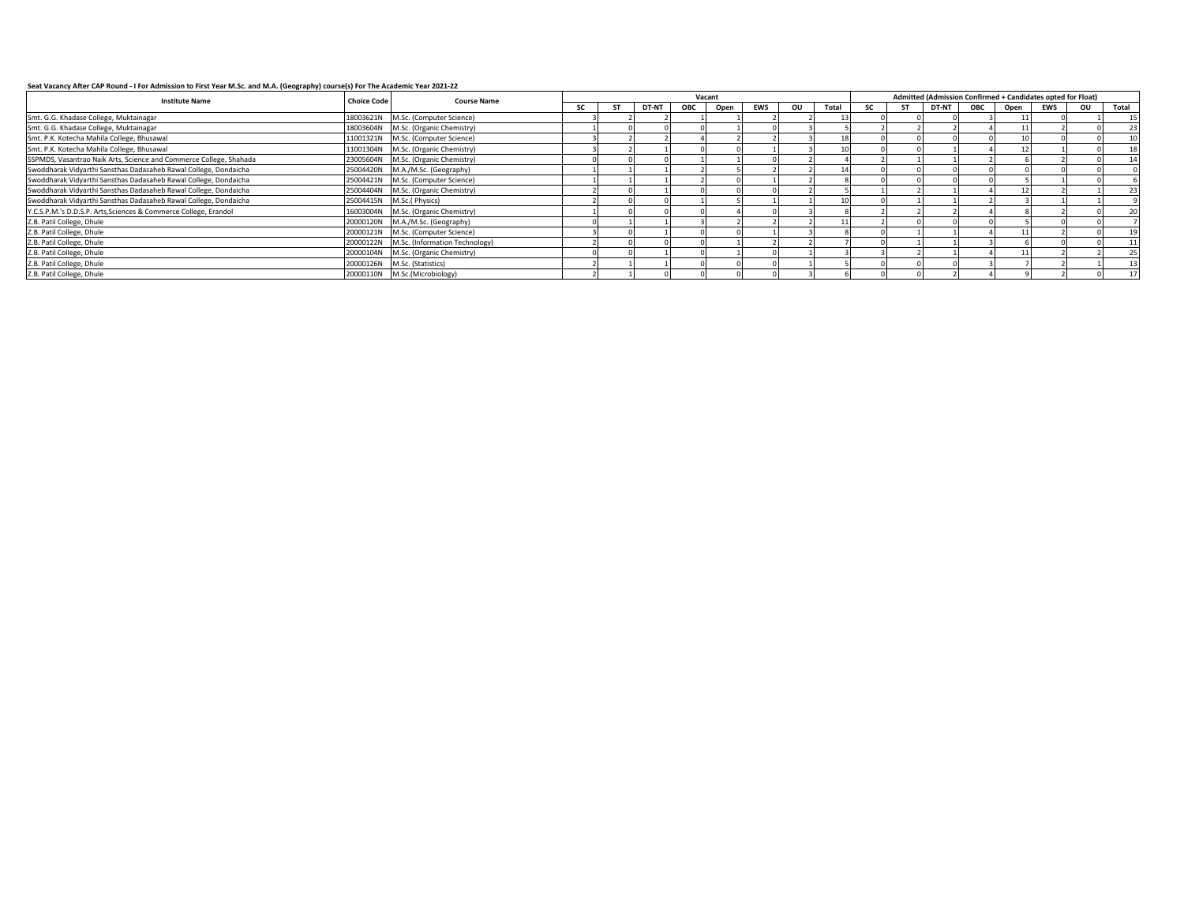**Seat Vacancy After CAP Round - I For Admission to First Year M.Sc. and M.A. (Geography) course(s) For The Academic Year 2021-22**

| Institute Name | Choice Code | Course Name | Vacant | | | | | | | | Admitted (Admission Confirmed + Candidates opted for Float) | | | | | | | |
|---|---|---|---|---|---|---|---|---|---|---|---|---|---|---|---|---|---|---|
| | | | SC | ST | DT-NT | OBC | Open | EWS | OU | Total | SC | ST | DT-NT | OBC | Open | EWS | OU | Total |
| Smt. G.G. Khadase College, Muktainagar | 18003621N | M.Sc. (Computer Science) | 3 | 2 | 2 | 1 | 1 | 2 | 2 | 13 | 0 | 0 | 0 | 3 | 11 | 0 | 1 | 15 |
| Smt. G.G. Khadase College, Muktainagar | 18003604N | M.Sc. (Organic Chemistry) | 1 | 0 | 0 | 0 | 1 | 0 | 3 | 5 | 2 | 2 | 2 | 4 | 11 | 2 | 0 | 23 |
| Smt. P.K. Kotecha Mahila College, Bhusawal | 11001321N | M.Sc. (Computer Science) | 3 | 2 | 2 | 4 | 2 | 2 | 3 | 18 | 0 | 0 | 0 | 0 | 10 | 0 | 0 | 10 |
| Smt. P.K. Kotecha Mahila College, Bhusawal | 11001304N | M.Sc. (Organic Chemistry) | 3 | 2 | 1 | 0 | 0 | 1 | 3 | 10 | 0 | 0 | 1 | 4 | 12 | 1 | 0 | 18 |
| SSPMDS, Vasantrao Naik Arts, Science and Commerce College, Shahada | 23005604N | M.Sc. (Organic Chemistry) | 0 | 0 | 0 | 1 | 1 | 0 | 2 | 4 | 2 | 1 | 1 | 2 | 6 | 2 | 0 | 14 |
| Swoddharak Vidyarthi Sansthas Dadasaheb Rawal College, Dondaicha | 25004420N | M.A./M.Sc. (Geography) | 1 | 1 | 1 | 2 | 5 | 2 | 2 | 14 | 0 | 0 | 0 | 0 | 0 | 0 | 0 | 0 |
| Swoddharak Vidyarthi Sansthas Dadasaheb Rawal College, Dondaicha | 25004421N | M.Sc. (Computer Science) | 1 | 1 | 1 | 2 | 0 | 1 | 2 | 8 | 0 | 0 | 0 | 0 | 5 | 1 | 0 | 6 |
| Swoddharak Vidyarthi Sansthas Dadasaheb Rawal College, Dondaicha | 25004404N | M.Sc. (Organic Chemistry) | 2 | 0 | 1 | 0 | 0 | 0 | 2 | 5 | 1 | 2 | 1 | 4 | 12 | 2 | 1 | 23 |
| Swoddharak Vidyarthi Sansthas Dadasaheb Rawal College, Dondaicha | 25004415N | M.Sc.( Physics) | 2 | 0 | 0 | 1 | 5 | 1 | 1 | 10 | 0 | 1 | 1 | 2 | 3 | 1 | 1 | 9 |
| Y.C.S.P.M.'s D.D.S.P. Arts,Sciences & Commerce College, Erandol | 16003004N | M.Sc. (Organic Chemistry) | 1 | 0 | 0 | 0 | 4 | 0 | 3 | 8 | 2 | 2 | 2 | 4 | 8 | 2 | 0 | 20 |
| Z.B. Patil College, Dhule | 20000120N | M.A./M.Sc. (Geography) | 0 | 1 | 1 | 3 | 2 | 2 | 2 | 11 | 2 | 0 | 0 | 0 | 5 | 0 | 0 | 7 |
| Z.B. Patil College, Dhule | 20000121N | M.Sc. (Computer Science) | 3 | 0 | 1 | 0 | 0 | 1 | 3 | 8 | 0 | 1 | 1 | 4 | 11 | 2 | 0 | 19 |
| Z.B. Patil College, Dhule | 20000122N | M.Sc. (Information Technology) | 2 | 0 | 0 | 0 | 1 | 2 | 2 | 7 | 0 | 1 | 1 | 3 | 6 | 0 | 0 | 11 |
| Z.B. Patil College, Dhule | 20000104N | M.Sc. (Organic Chemistry) | 0 | 0 | 1 | 0 | 1 | 0 | 1 | 3 | 3 | 2 | 1 | 4 | 11 | 2 | 2 | 25 |
| Z.B. Patil College, Dhule | 20000126N | M.Sc. (Statistics) | 2 | 1 | 1 | 0 | 0 | 0 | 1 | 5 | 0 | 0 | 0 | 3 | 7 | 2 | 1 | 13 |
| Z.B. Patil College, Dhule | 20000110N | M.Sc.(Microbiology) | 2 | 1 | 0 | 0 | 0 | 0 | 3 | 6 | 0 | 0 | 2 | 4 | 9 | 2 | 0 | 17 |